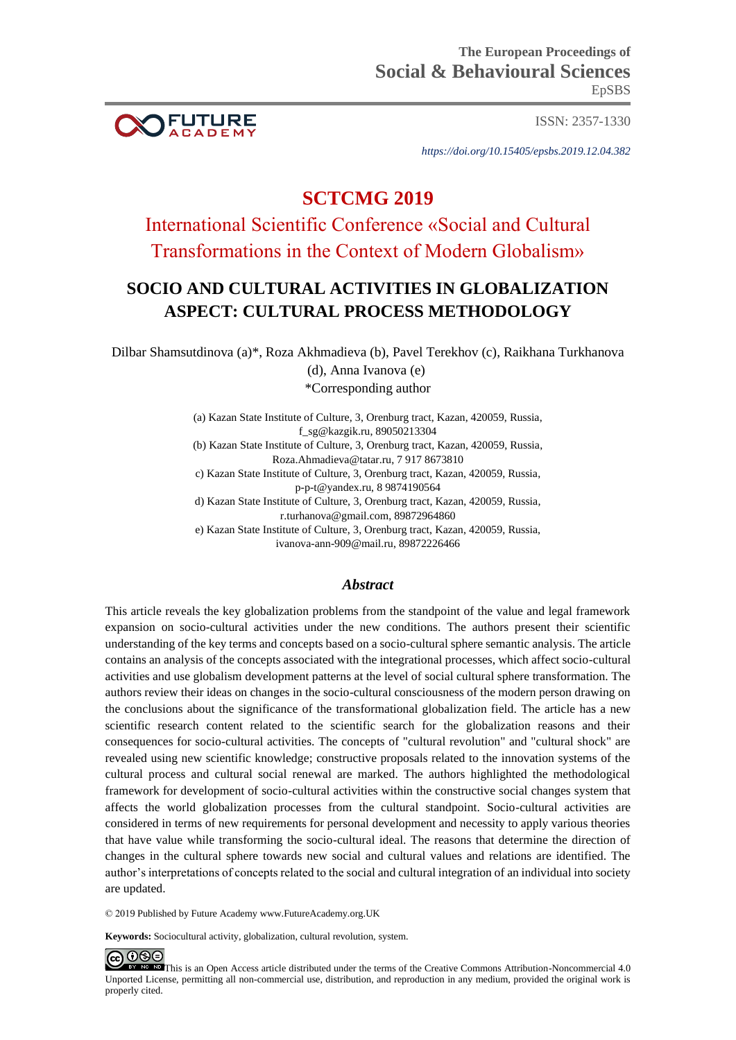The European Proceedings of
Social & Behavioural Sciences
EpSBS

ISSN: 2357-1330

*https://doi.org/10.15405/epsbs.2019.12.04.382*

# SCTCMG 2019

## International Scientific Conference «Social and Cultural Transformations in the Context of Modern Globalism»

# SOCIO AND CULTURAL ACTIVITIES IN GLOBALIZATION ASPECT: CULTURAL PROCESS METHODOLOGY

Dilbar Shamsutdinova (a)*, Roza Akhmadieva (b), Pavel Terekhov (c), Raikhana Turkhanova (d), Anna Ivanova (e)
*Corresponding author

(a) Kazan State Institute of Culture, 3, Orenburg tract, Kazan, 420059, Russia, f_sg@kazgik.ru, 89050213304
(b) Kazan State Institute of Culture, 3, Orenburg tract, Kazan, 420059, Russia, Roza.Ahmadieva@tatar.ru, 7 917 8673810
c) Kazan State Institute of Culture, 3, Orenburg tract, Kazan, 420059, Russia, p-p-t@yandex.ru, 8 9874190564
d) Kazan State Institute of Culture, 3, Orenburg tract, Kazan, 420059, Russia, r.turhanova@gmail.com, 89872964860
e) Kazan State Institute of Culture, 3, Orenburg tract, Kazan, 420059, Russia, ivanova-ann-909@mail.ru, 89872226466

## *Abstract*

This article reveals the key globalization problems from the standpoint of the value and legal framework expansion on socio-cultural activities under the new conditions. The authors present their scientific understanding of the key terms and concepts based on a socio-cultural sphere semantic analysis. The article contains an analysis of the concepts associated with the integrational processes, which affect socio-cultural activities and use globalism development patterns at the level of social cultural sphere transformation. The authors review their ideas on changes in the socio-cultural consciousness of the modern person drawing on the conclusions about the significance of the transformational globalization field. The article has a new scientific research content related to the scientific search for the globalization reasons and their consequences for socio-cultural activities. The concepts of "cultural revolution" and "cultural shock" are revealed using new scientific knowledge; constructive proposals related to the innovation systems of the cultural process and cultural social renewal are marked. The authors highlighted the methodological framework for development of socio-cultural activities within the constructive social changes system that affects the world globalization processes from the cultural standpoint. Socio-cultural activities are considered in terms of new requirements for personal development and necessity to apply various theories that have value while transforming the socio-cultural ideal. The reasons that determine the direction of changes in the cultural sphere towards new social and cultural values and relations are identified. The author's interpretations of concepts related to the social and cultural integration of an individual into society are updated.

© 2019 Published by Future Academy www.FutureAcademy.org.UK

**Keywords:** Sociocultural activity, globalization, cultural revolution, system.

This is an Open Access article distributed under the terms of the Creative Commons Attribution-Noncommercial 4.0 Unported License, permitting all non-commercial use, distribution, and reproduction in any medium, provided the original work is properly cited.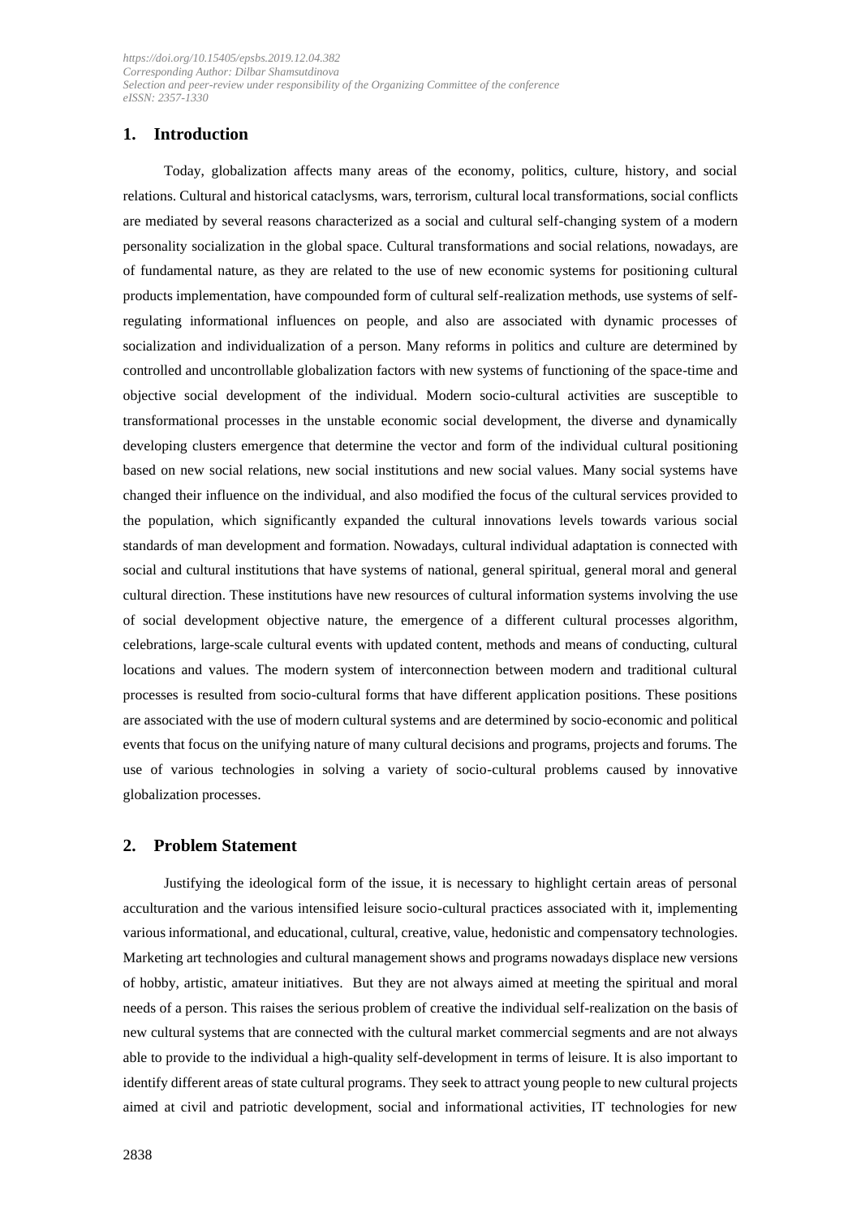## 1. Introduction

Today, globalization affects many areas of the economy, politics, culture, history, and social relations. Cultural and historical cataclysms, wars, terrorism, cultural local transformations, social conflicts are mediated by several reasons characterized as a social and cultural self-changing system of a modern personality socialization in the global space. Cultural transformations and social relations, nowadays, are of fundamental nature, as they are related to the use of new economic systems for positioning cultural products implementation, have compounded form of cultural self-realization methods, use systems of self-regulating informational influences on people, and also are associated with dynamic processes of socialization and individualization of a person. Many reforms in politics and culture are determined by controlled and uncontrollable globalization factors with new systems of functioning of the space-time and objective social development of the individual. Modern socio-cultural activities are susceptible to transformational processes in the unstable economic social development, the diverse and dynamically developing clusters emergence that determine the vector and form of the individual cultural positioning based on new social relations, new social institutions and new social values. Many social systems have changed their influence on the individual, and also modified the focus of the cultural services provided to the population, which significantly expanded the cultural innovations levels towards various social standards of man development and formation. Nowadays, cultural individual adaptation is connected with social and cultural institutions that have systems of national, general spiritual, general moral and general cultural direction. These institutions have new resources of cultural information systems involving the use of social development objective nature, the emergence of a different cultural processes algorithm, celebrations, large-scale cultural events with updated content, methods and means of conducting, cultural locations and values. The modern system of interconnection between modern and traditional cultural processes is resulted from socio-cultural forms that have different application positions. These positions are associated with the use of modern cultural systems and are determined by socio-economic and political events that focus on the unifying nature of many cultural decisions and programs, projects and forums. The use of various technologies in solving a variety of socio-cultural problems caused by innovative globalization processes.

## 2. Problem Statement

Justifying the ideological form of the issue, it is necessary to highlight certain areas of personal acculturation and the various intensified leisure socio-cultural practices associated with it, implementing various informational, and educational, cultural, creative, value, hedonistic and compensatory technologies. Marketing art technologies and cultural management shows and programs nowadays displace new versions of hobby, artistic, amateur initiatives. But they are not always aimed at meeting the spiritual and moral needs of a person. This raises the serious problem of creative the individual self-realization on the basis of new cultural systems that are connected with the cultural market commercial segments and are not always able to provide to the individual a high-quality self-development in terms of leisure. It is also important to identify different areas of state cultural programs. They seek to attract young people to new cultural projects aimed at civil and patriotic development, social and informational activities, IT technologies for new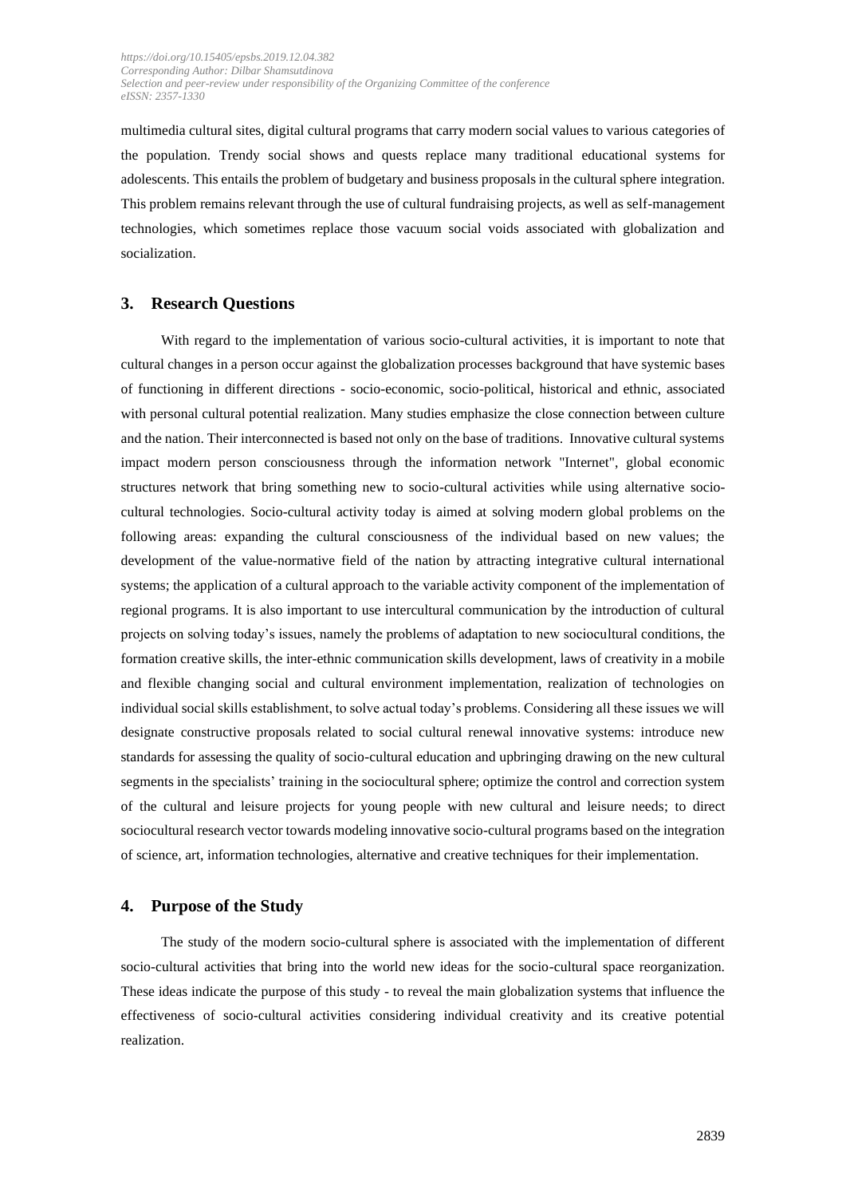multimedia cultural sites, digital cultural programs that carry modern social values to various categories of the population. Trendy social shows and quests replace many traditional educational systems for adolescents. This entails the problem of budgetary and business proposals in the cultural sphere integration. This problem remains relevant through the use of cultural fundraising projects, as well as self-management technologies, which sometimes replace those vacuum social voids associated with globalization and socialization.

## 3. Research Questions

With regard to the implementation of various socio-cultural activities, it is important to note that cultural changes in a person occur against the globalization processes background that have systemic bases of functioning in different directions - socio-economic, socio-political, historical and ethnic, associated with personal cultural potential realization. Many studies emphasize the close connection between culture and the nation. Their interconnected is based not only on the base of traditions. Innovative cultural systems impact modern person consciousness through the information network "Internet", global economic structures network that bring something new to socio-cultural activities while using alternative socio-cultural technologies. Socio-cultural activity today is aimed at solving modern global problems on the following areas: expanding the cultural consciousness of the individual based on new values; the development of the value-normative field of the nation by attracting integrative cultural international systems; the application of a cultural approach to the variable activity component of the implementation of regional programs. It is also important to use intercultural communication by the introduction of cultural projects on solving today's issues, namely the problems of adaptation to new sociocultural conditions, the formation creative skills, the inter-ethnic communication skills development, laws of creativity in a mobile and flexible changing social and cultural environment implementation, realization of technologies on individual social skills establishment, to solve actual today's problems. Considering all these issues we will designate constructive proposals related to social cultural renewal innovative systems: introduce new standards for assessing the quality of socio-cultural education and upbringing drawing on the new cultural segments in the specialists' training in the sociocultural sphere; optimize the control and correction system of the cultural and leisure projects for young people with new cultural and leisure needs; to direct sociocultural research vector towards modeling innovative socio-cultural programs based on the integration of science, art, information technologies, alternative and creative techniques for their implementation.

## 4. Purpose of the Study

The study of the modern socio-cultural sphere is associated with the implementation of different socio-cultural activities that bring into the world new ideas for the socio-cultural space reorganization. These ideas indicate the purpose of this study - to reveal the main globalization systems that influence the effectiveness of socio-cultural activities considering individual creativity and its creative potential realization.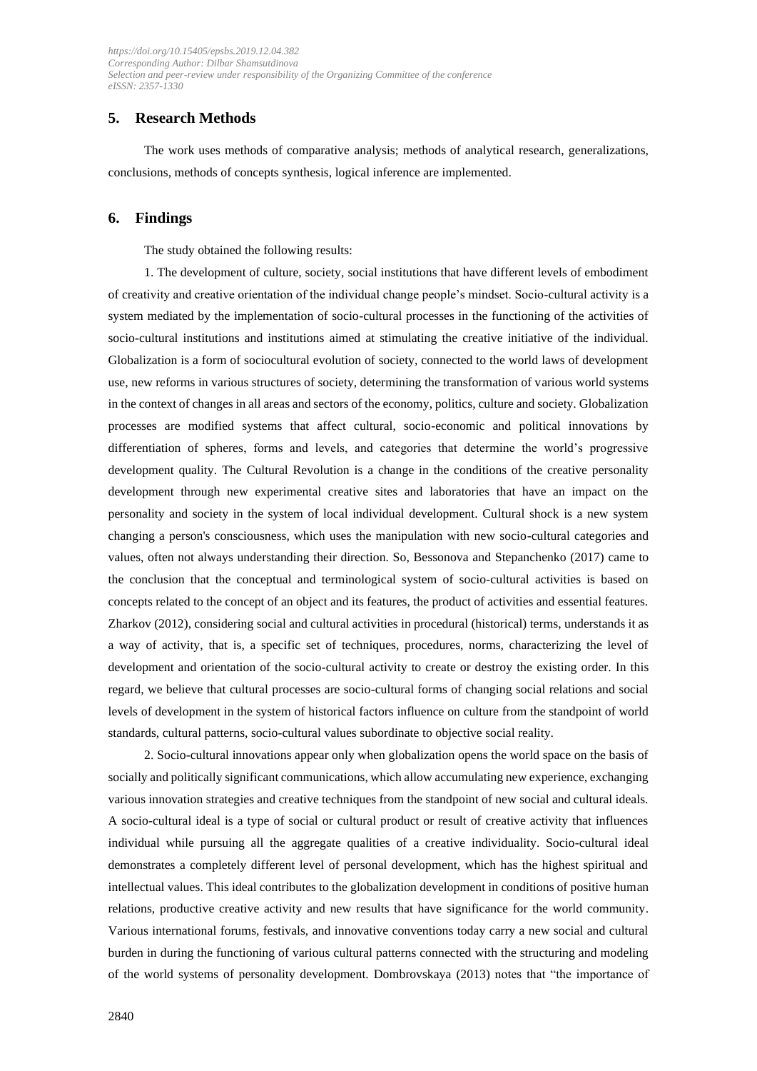## 5. Research Methods

The work uses methods of comparative analysis; methods of analytical research, generalizations, conclusions, methods of concepts synthesis, logical inference are implemented.

## 6. Findings

The study obtained the following results:

1. The development of culture, society, social institutions that have different levels of embodiment of creativity and creative orientation of the individual change people's mindset. Socio-cultural activity is a system mediated by the implementation of socio-cultural processes in the functioning of the activities of socio-cultural institutions and institutions aimed at stimulating the creative initiative of the individual. Globalization is a form of sociocultural evolution of society, connected to the world laws of development use, new reforms in various structures of society, determining the transformation of various world systems in the context of changes in all areas and sectors of the economy, politics, culture and society. Globalization processes are modified systems that affect cultural, socio-economic and political innovations by differentiation of spheres, forms and levels, and categories that determine the world's progressive development quality. The Cultural Revolution is a change in the conditions of the creative personality development through new experimental creative sites and laboratories that have an impact on the personality and society in the system of local individual development. Cultural shock is a new system changing a person's consciousness, which uses the manipulation with new socio-cultural categories and values, often not always understanding their direction. So, Bessonova and Stepanchenko (2017) came to the conclusion that the conceptual and terminological system of socio-cultural activities is based on concepts related to the concept of an object and its features, the product of activities and essential features. Zharkov (2012), considering social and cultural activities in procedural (historical) terms, understands it as a way of activity, that is, a specific set of techniques, procedures, norms, characterizing the level of development and orientation of the socio-cultural activity to create or destroy the existing order. In this regard, we believe that cultural processes are socio-cultural forms of changing social relations and social levels of development in the system of historical factors influence on culture from the standpoint of world standards, cultural patterns, socio-cultural values subordinate to objective social reality.

2. Socio-cultural innovations appear only when globalization opens the world space on the basis of socially and politically significant communications, which allow accumulating new experience, exchanging various innovation strategies and creative techniques from the standpoint of new social and cultural ideals. A socio-cultural ideal is a type of social or cultural product or result of creative activity that influences individual while pursuing all the aggregate qualities of a creative individuality. Socio-cultural ideal demonstrates a completely different level of personal development, which has the highest spiritual and intellectual values. This ideal contributes to the globalization development in conditions of positive human relations, productive creative activity and new results that have significance for the world community. Various international forums, festivals, and innovative conventions today carry a new social and cultural burden in during the functioning of various cultural patterns connected with the structuring and modeling of the world systems of personality development. Dombrovskaya (2013) notes that "the importance of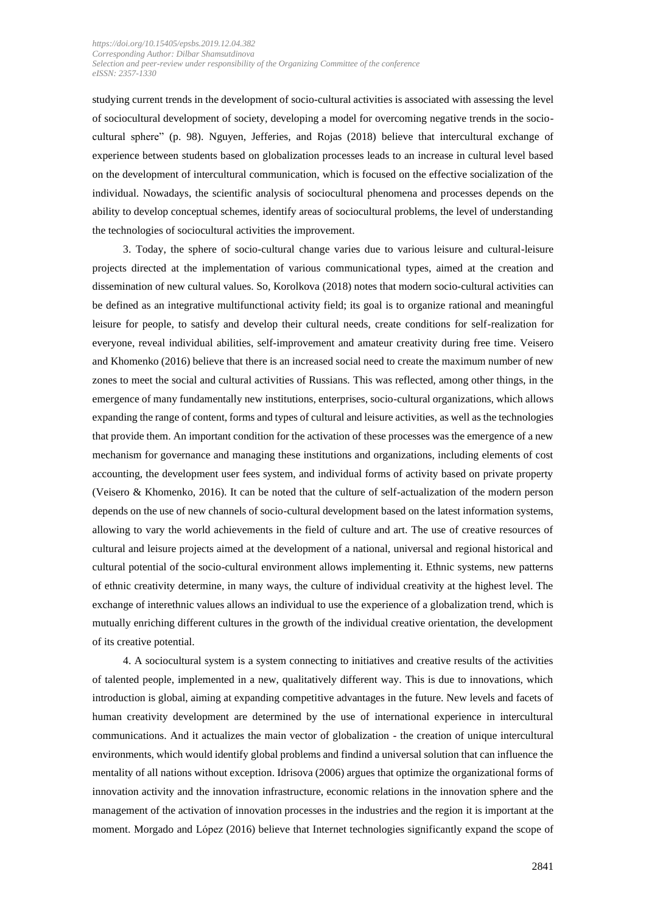studying current trends in the development of socio-cultural activities is associated with assessing the level of sociocultural development of society, developing a model for overcoming negative trends in the socio-cultural sphere" (p. 98). Nguyen, Jefferies, and Rojas (2018) believe that intercultural exchange of experience between students based on globalization processes leads to an increase in cultural level based on the development of intercultural communication, which is focused on the effective socialization of the individual. Nowadays, the scientific analysis of sociocultural phenomena and processes depends on the ability to develop conceptual schemes, identify areas of sociocultural problems, the level of understanding the technologies of sociocultural activities the improvement.

3. Today, the sphere of socio-cultural change varies due to various leisure and cultural-leisure projects directed at the implementation of various communicational types, aimed at the creation and dissemination of new cultural values. So, Korolkova (2018) notes that modern socio-cultural activities can be defined as an integrative multifunctional activity field; its goal is to organize rational and meaningful leisure for people, to satisfy and develop their cultural needs, create conditions for self-realization for everyone, reveal individual abilities, self-improvement and amateur creativity during free time. Veisero and Khomenko (2016) believe that there is an increased social need to create the maximum number of new zones to meet the social and cultural activities of Russians. This was reflected, among other things, in the emergence of many fundamentally new institutions, enterprises, socio-cultural organizations, which allows expanding the range of content, forms and types of cultural and leisure activities, as well as the technologies that provide them. An important condition for the activation of these processes was the emergence of a new mechanism for governance and managing these institutions and organizations, including elements of cost accounting, the development user fees system, and individual forms of activity based on private property (Veisero & Khomenko, 2016). It can be noted that the culture of self-actualization of the modern person depends on the use of new channels of socio-cultural development based on the latest information systems, allowing to vary the world achievements in the field of culture and art. The use of creative resources of cultural and leisure projects aimed at the development of a national, universal and regional historical and cultural potential of the socio-cultural environment allows implementing it. Ethnic systems, new patterns of ethnic creativity determine, in many ways, the culture of individual creativity at the highest level. The exchange of interethnic values allows an individual to use the experience of a globalization trend, which is mutually enriching different cultures in the growth of the individual creative orientation, the development of its creative potential.

4. A sociocultural system is a system connecting to initiatives and creative results of the activities of talented people, implemented in a new, qualitatively different way. This is due to innovations, which introduction is global, aiming at expanding competitive advantages in the future. New levels and facets of human creativity development are determined by the use of international experience in intercultural communications. And it actualizes the main vector of globalization - the creation of unique intercultural environments, which would identify global problems and findind a universal solution that can influence the mentality of all nations without exception. Idrisova (2006) argues that optimize the organizational forms of innovation activity and the innovation infrastructure, economic relations in the innovation sphere and the management of the activation of innovation processes in the industries and the region it is important at the moment. Morgado and López (2016) believe that Internet technologies significantly expand the scope of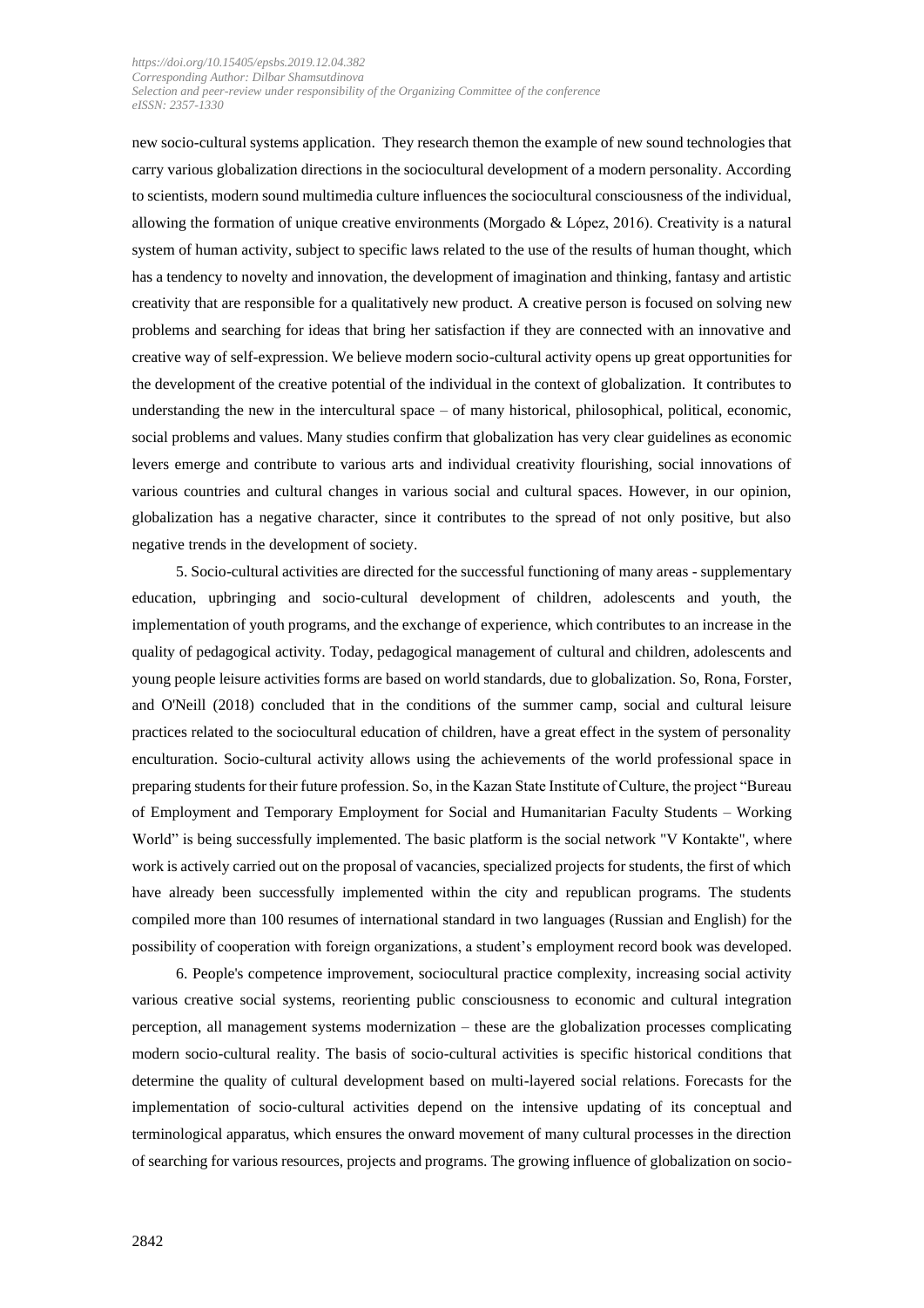new socio-cultural systems application. They research themon the example of new sound technologies that carry various globalization directions in the sociocultural development of a modern personality. According to scientists, modern sound multimedia culture influences the sociocultural consciousness of the individual, allowing the formation of unique creative environments (Morgado & López, 2016). Creativity is a natural system of human activity, subject to specific laws related to the use of the results of human thought, which has a tendency to novelty and innovation, the development of imagination and thinking, fantasy and artistic creativity that are responsible for a qualitatively new product. A creative person is focused on solving new problems and searching for ideas that bring her satisfaction if they are connected with an innovative and creative way of self-expression. We believe modern socio-cultural activity opens up great opportunities for the development of the creative potential of the individual in the context of globalization. It contributes to understanding the new in the intercultural space – of many historical, philosophical, political, economic, social problems and values. Many studies confirm that globalization has very clear guidelines as economic levers emerge and contribute to various arts and individual creativity flourishing, social innovations of various countries and cultural changes in various social and cultural spaces. However, in our opinion, globalization has a negative character, since it contributes to the spread of not only positive, but also negative trends in the development of society.

5. Socio-cultural activities are directed for the successful functioning of many areas - supplementary education, upbringing and socio-cultural development of children, adolescents and youth, the implementation of youth programs, and the exchange of experience, which contributes to an increase in the quality of pedagogical activity. Today, pedagogical management of cultural and children, adolescents and young people leisure activities forms are based on world standards, due to globalization. So, Rona, Forster, and O'Neill (2018) concluded that in the conditions of the summer camp, social and cultural leisure practices related to the sociocultural education of children, have a great effect in the system of personality enculturation. Socio-cultural activity allows using the achievements of the world professional space in preparing students for their future profession. So, in the Kazan State Institute of Culture, the project "Bureau of Employment and Temporary Employment for Social and Humanitarian Faculty Students – Working World" is being successfully implemented. The basic platform is the social network "V Kontakte", where work is actively carried out on the proposal of vacancies, specialized projects for students, the first of which have already been successfully implemented within the city and republican programs. The students compiled more than 100 resumes of international standard in two languages (Russian and English) for the possibility of cooperation with foreign organizations, a student's employment record book was developed.

6. People's competence improvement, sociocultural practice complexity, increasing social activity various creative social systems, reorienting public consciousness to economic and cultural integration perception, all management systems modernization – these are the globalization processes complicating modern socio-cultural reality. The basis of socio-cultural activities is specific historical conditions that determine the quality of cultural development based on multi-layered social relations. Forecasts for the implementation of socio-cultural activities depend on the intensive updating of its conceptual and terminological apparatus, which ensures the onward movement of many cultural processes in the direction of searching for various resources, projects and programs. The growing influence of globalization on socio-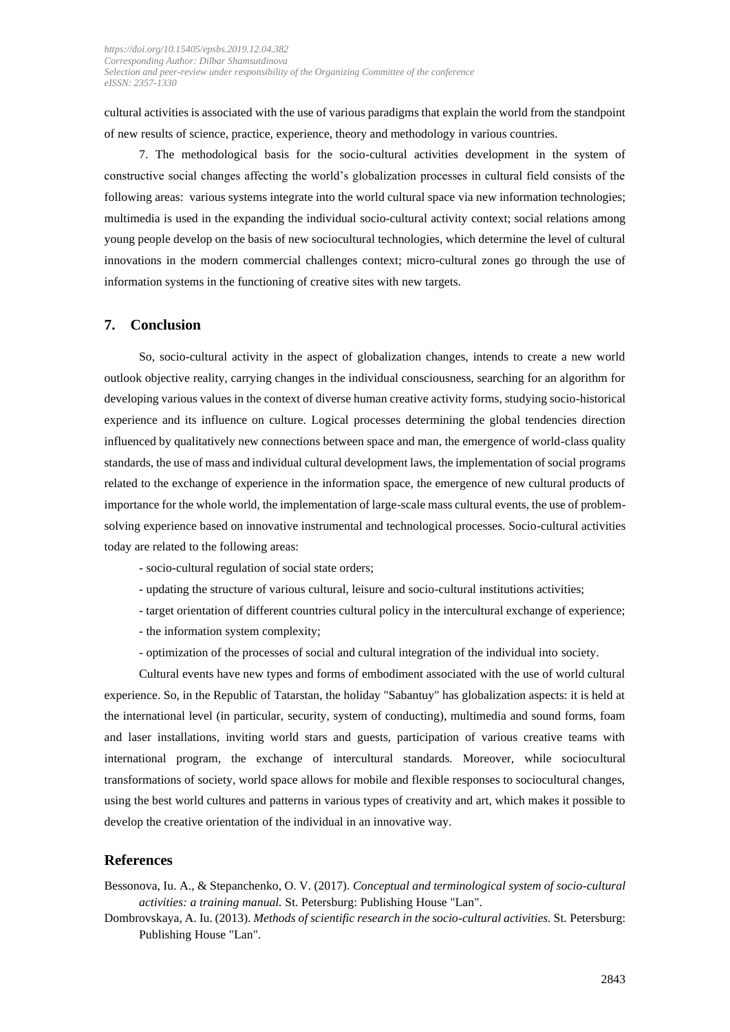cultural activities is associated with the use of various paradigms that explain the world from the standpoint of new results of science, practice, experience, theory and methodology in various countries.

7. The methodological basis for the socio-cultural activities development in the system of constructive social changes affecting the world's globalization processes in cultural field consists of the following areas: various systems integrate into the world cultural space via new information technologies; multimedia is used in the expanding the individual socio-cultural activity context; social relations among young people develop on the basis of new sociocultural technologies, which determine the level of cultural innovations in the modern commercial challenges context; micro-cultural zones go through the use of information systems in the functioning of creative sites with new targets.

## 7. Conclusion

So, socio-cultural activity in the aspect of globalization changes, intends to create a new world outlook objective reality, carrying changes in the individual consciousness, searching for an algorithm for developing various values in the context of diverse human creative activity forms, studying socio-historical experience and its influence on culture. Logical processes determining the global tendencies direction influenced by qualitatively new connections between space and man, the emergence of world-class quality standards, the use of mass and individual cultural development laws, the implementation of social programs related to the exchange of experience in the information space, the emergence of new cultural products of importance for the whole world, the implementation of large-scale mass cultural events, the use of problem-solving experience based on innovative instrumental and technological processes. Socio-cultural activities today are related to the following areas:

- socio-cultural regulation of social state orders;
- updating the structure of various cultural, leisure and socio-cultural institutions activities;
- target orientation of different countries cultural policy in the intercultural exchange of experience;
- the information system complexity;
- optimization of the processes of social and cultural integration of the individual into society.

Cultural events have new types and forms of embodiment associated with the use of world cultural experience. So, in the Republic of Tatarstan, the holiday "Sabantuy" has globalization aspects: it is held at the international level (in particular, security, system of conducting), multimedia and sound forms, foam and laser installations, inviting world stars and guests, participation of various creative teams with international program, the exchange of intercultural standards. Moreover, while sociocultural transformations of society, world space allows for mobile and flexible responses to sociocultural changes, using the best world cultures and patterns in various types of creativity and art, which makes it possible to develop the creative orientation of the individual in an innovative way.

## References

Bessonova, Iu. A., & Stepanchenko, O. V. (2017). *Conceptual and terminological system of socio-cultural activities: a training manual.* St. Petersburg: Publishing House "Lan".

Dombrovskaya, A. Iu. (2013). *Methods of scientific research in the socio-cultural activities.* St. Petersburg: Publishing House "Lan".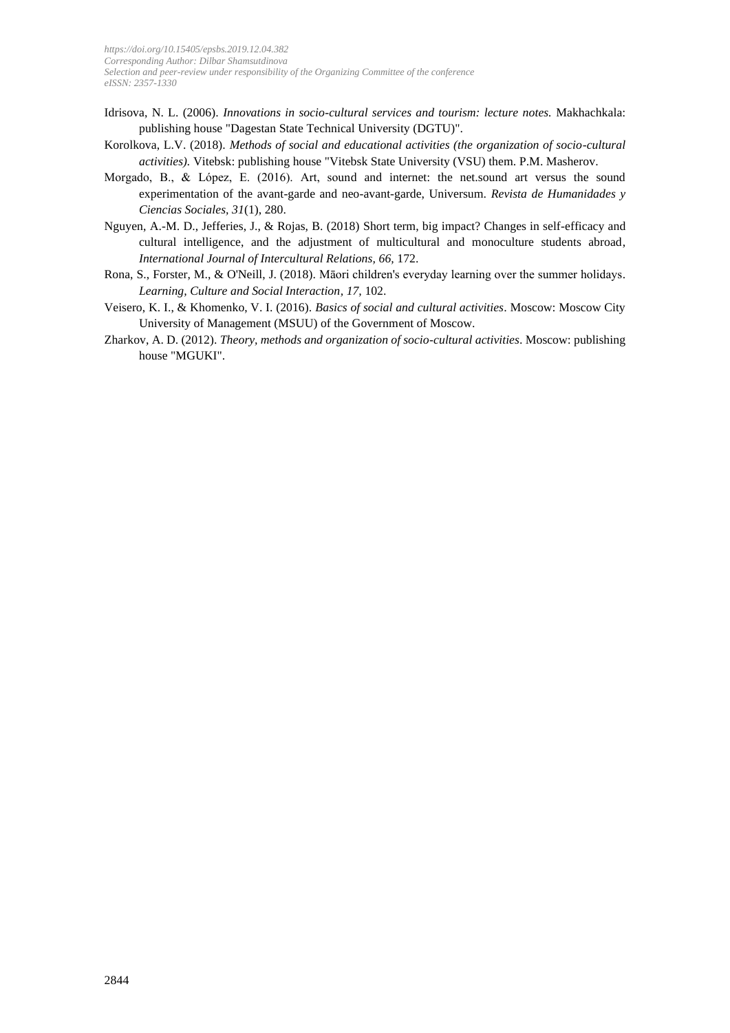Idrisova, N. L. (2006). *Innovations in socio-cultural services and tourism: lecture notes.* Makhachkala: publishing house "Dagestan State Technical University (DGTU)".

Korolkova, L.V. (2018). *Methods of social and educational activities (the organization of socio-cultural activities).* Vitebsk: publishing house "Vitebsk State University (VSU) them. P.M. Masherov.

Morgado, B., & López, E. (2016). Art, sound and internet: the net.sound art versus the sound experimentation of the avant-garde and neo-avant-garde, Universum. *Revista de Humanidades y Ciencias Sociales, 31*(1), 280.

Nguyen, A.-M. D., Jefferies, J., & Rojas, B. (2018) Short term, big impact? Changes in self-efficacy and cultural intelligence, and the adjustment of multicultural and monoculture students abroad, *International Journal of Intercultural Relations, 66,* 172.

Rona, S., Forster, M., & O'Neill, J. (2018). Māori children's everyday learning over the summer holidays. *Learning, Culture and Social Interaction, 17,* 102.

Veisero, K. I., & Khomenko, V. I. (2016). *Basics of social and cultural activities*. Moscow: Moscow City University of Management (MSUU) of the Government of Moscow.

Zharkov, A. D. (2012). *Theory, methods and organization of socio-cultural activities*. Moscow: publishing house "MGUKI".